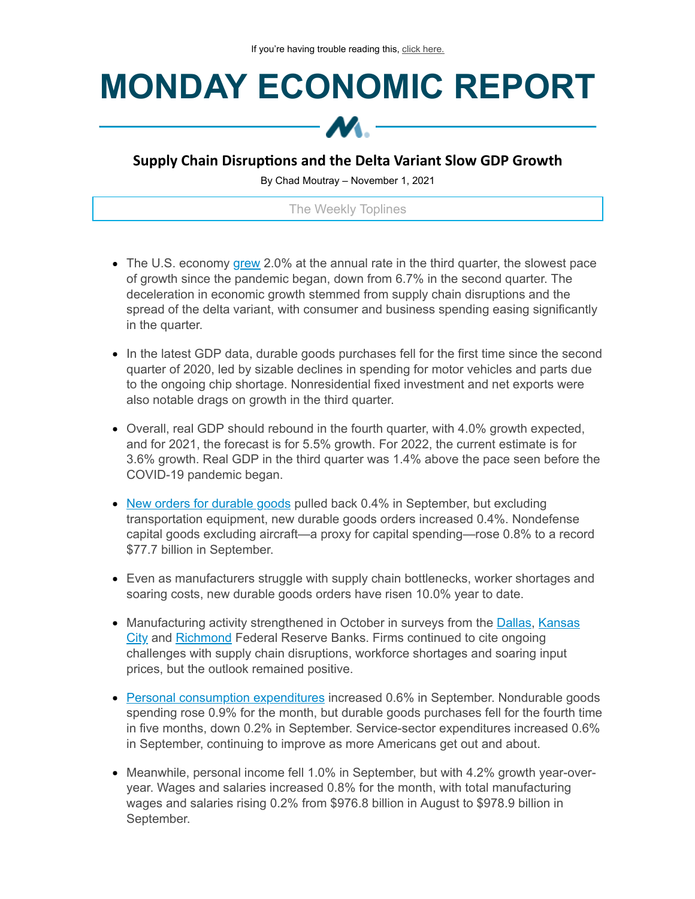If you're having trouble reading this, click here.

# MONDAY ECONOMIC REPORT

## Supply Chain Disruptions and the Delta Variant Slow GDP Growth

By Chad Moutray – November 1, 2021

The Weekly Toplines

- The U.S. economy grew 2.0% at the annual rate in the third quarter, the slowest pace of growth since the pandemic began, down from 6.7% in the second quarter. The deceleration in economic growth stemmed from supply chain disruptions and the spread of the delta variant, with consumer and business spending easing significantly in the quarter.
- In the latest GDP data, durable goods purchases fell for the first time since the second quarter of 2020, led by sizable declines in spending for motor vehicles and parts due to the ongoing chip shortage. Nonresidential fixed investment and net exports were also notable drags on growth in the third quarter.
- Overall, real GDP should rebound in the fourth quarter, with 4.0% growth expected, and for 2021, the forecast is for 5.5% growth. For 2022, the current estimate is for 3.6% growth. Real GDP in the third quarter was 1.4% above the pace seen before the COVID-19 pandemic began.
- New orders for durable goods pulled back 0.4% in September, but excluding transportation equipment, new durable goods orders increased 0.4%. Nondefense capital goods excluding aircraft—a proxy for capital spending—rose 0.8% to a record $77.7 billion in September.
- Even as manufacturers struggle with supply chain bottlenecks, worker shortages and soaring costs, new durable goods orders have risen 10.0% year to date.
- Manufacturing activity strengthened in October in surveys from the Dallas, Kansas City and Richmond Federal Reserve Banks. Firms continued to cite ongoing challenges with supply chain disruptions, workforce shortages and soaring input prices, but the outlook remained positive.
- Personal consumption expenditures increased 0.6% in September. Nondurable goods spending rose 0.9% for the month, but durable goods purchases fell for the fourth time in five months, down 0.2% in September. Service-sector expenditures increased 0.6% in September, continuing to improve as more Americans get out and about.
- Meanwhile, personal income fell 1.0% in September, but with 4.2% growth year-over-year. Wages and salaries increased 0.8% for the month, with total manufacturing wages and salaries rising 0.2% from $976.8 billion in August to $978.9 billion in September.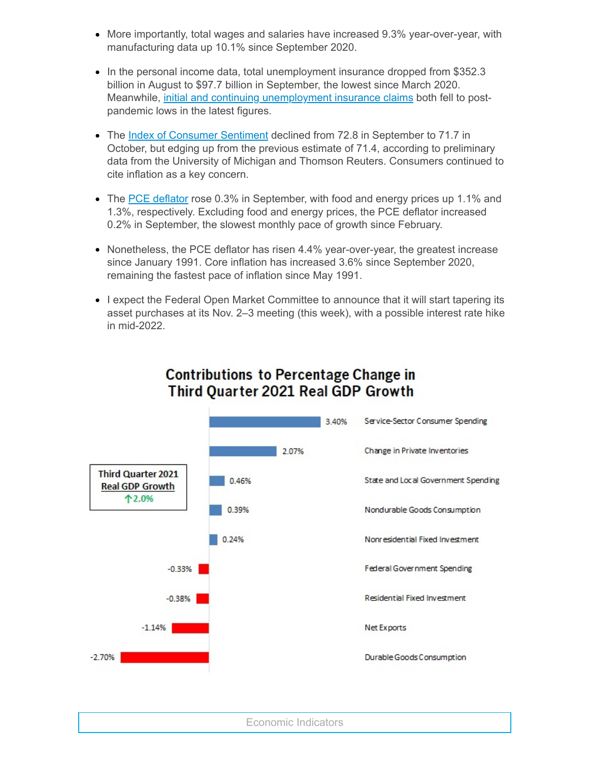- More importantly, total wages and salaries have increased 9.3% year-over-year, with manufacturing data up 10.1% since September 2020.
- In the personal income data, total unemployment insurance dropped from $352.3 billion in August to $97.7 billion in September, the lowest since March 2020. Meanwhile, initial and continuing unemployment insurance claims both fell to post-pandemic lows in the latest figures.
- The Index of Consumer Sentiment declined from 72.8 in September to 71.7 in October, but edging up from the previous estimate of 71.4, according to preliminary data from the University of Michigan and Thomson Reuters. Consumers continued to cite inflation as a key concern.
- The PCE deflator rose 0.3% in September, with food and energy prices up 1.1% and 1.3%, respectively. Excluding food and energy prices, the PCE deflator increased 0.2% in September, the slowest monthly pace of growth since February.
- Nonetheless, the PCE deflator has risen 4.4% year-over-year, the greatest increase since January 1991. Core inflation has increased 3.6% since September 2020, remaining the fastest pace of inflation since May 1991.
- I expect the Federal Open Market Committee to announce that it will start tapering its asset purchases at its Nov. 2–3 meeting (this week), with a possible interest rate hike in mid-2022.

## Contributions to Percentage Change in Third Quarter 2021 Real GDP Growth

Third Quarter 2021 Real GDP Growth ↑2.0%

| Component | Contribution |
| --- | --- |
| Service-Sector Consumer Spending | 3.40% |
| Change in Private Inventories | 2.07% |
| State and Local Government Spending | 0.46% |
| Nondurable Goods Consumption | 0.39% |
| Nonresidential Fixed Investment | 0.24% |
| Federal Government Spending | -0.33% |
| Residential Fixed Investment | -0.38% |
| Net Exports | -1.14% |
| Durable Goods Consumption | -2.70% |

Economic Indicators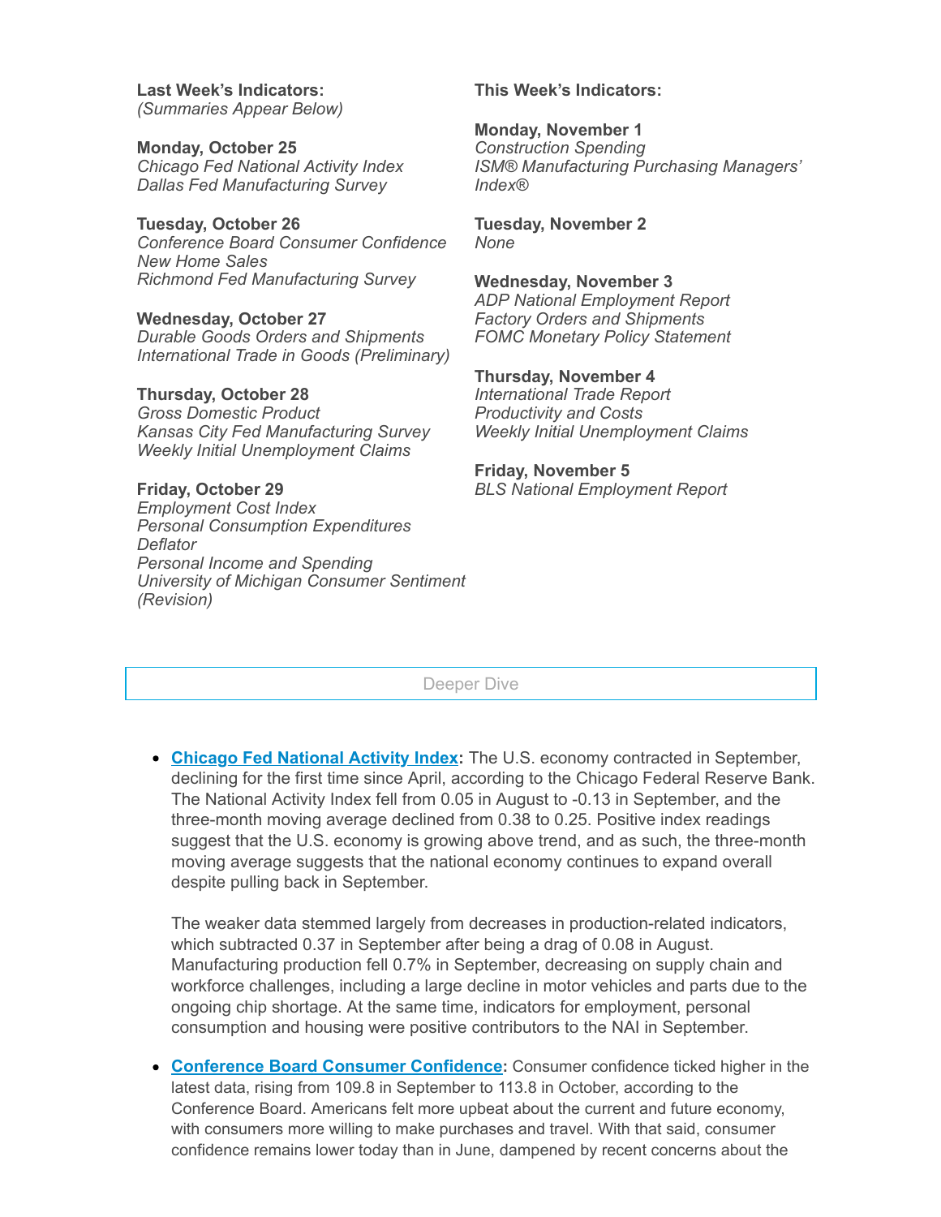**Last Week's Indicators:**
*(Summaries Appear Below)*

**Monday, October 25**
*Chicago Fed National Activity Index*
*Dallas Fed Manufacturing Survey*

**Tuesday, October 26**
*Conference Board Consumer Confidence*
*New Home Sales*
*Richmond Fed Manufacturing Survey*

**Wednesday, October 27**
*Durable Goods Orders and Shipments*
*International Trade in Goods (Preliminary)*

**Thursday, October 28**
*Gross Domestic Product*
*Kansas City Fed Manufacturing Survey*
*Weekly Initial Unemployment Claims*

**Friday, October 29**
*Employment Cost Index*
*Personal Consumption Expenditures Deflator*
*Personal Income and Spending*
*University of Michigan Consumer Sentiment (Revision)*

**This Week's Indicators:**

**Monday, November 1**
*Construction Spending*
*ISM® Manufacturing Purchasing Managers' Index®*

**Tuesday, November 2**
*None*

**Wednesday, November 3**
*ADP National Employment Report*
*Factory Orders and Shipments*
*FOMC Monetary Policy Statement*

**Thursday, November 4**
*International Trade Report*
*Productivity and Costs*
*Weekly Initial Unemployment Claims*

**Friday, November 5**
*BLS National Employment Report*

## Deeper Dive

- **Chicago Fed National Activity Index:** The U.S. economy contracted in September, declining for the first time since April, according to the Chicago Federal Reserve Bank. The National Activity Index fell from 0.05 in August to -0.13 in September, and the three-month moving average declined from 0.38 to 0.25. Positive index readings suggest that the U.S. economy is growing above trend, and as such, the three-month moving average suggests that the national economy continues to expand overall despite pulling back in September.

  The weaker data stemmed largely from decreases in production-related indicators, which subtracted 0.37 in September after being a drag of 0.08 in August. Manufacturing production fell 0.7% in September, decreasing on supply chain and workforce challenges, including a large decline in motor vehicles and parts due to the ongoing chip shortage. At the same time, indicators for employment, personal consumption and housing were positive contributors to the NAI in September.

- **Conference Board Consumer Confidence:** Consumer confidence ticked higher in the latest data, rising from 109.8 in September to 113.8 in October, according to the Conference Board. Americans felt more upbeat about the current and future economy, with consumers more willing to make purchases and travel. With that said, consumer confidence remains lower today than in June, dampened by recent concerns about the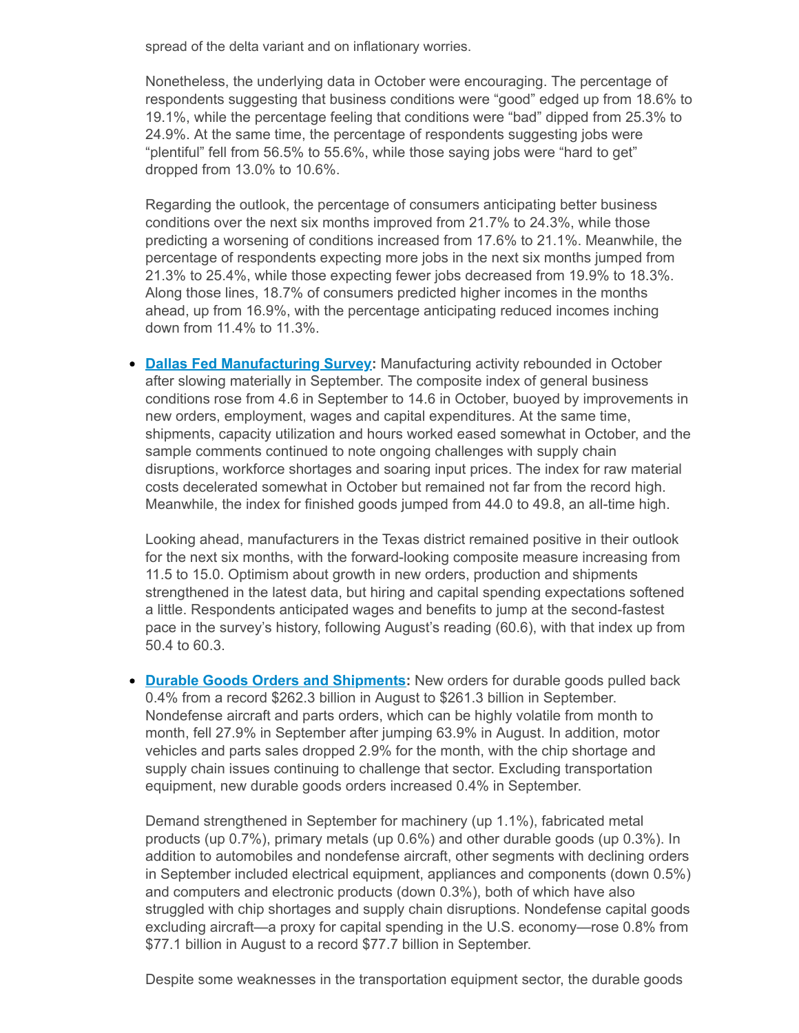spread of the delta variant and on inflationary worries.

Nonetheless, the underlying data in October were encouraging. The percentage of respondents suggesting that business conditions were "good" edged up from 18.6% to 19.1%, while the percentage feeling that conditions were "bad" dipped from 25.3% to 24.9%. At the same time, the percentage of respondents suggesting jobs were "plentiful" fell from 56.5% to 55.6%, while those saying jobs were "hard to get" dropped from 13.0% to 10.6%.

Regarding the outlook, the percentage of consumers anticipating better business conditions over the next six months improved from 21.7% to 24.3%, while those predicting a worsening of conditions increased from 17.6% to 21.1%. Meanwhile, the percentage of respondents expecting more jobs in the next six months jumped from 21.3% to 25.4%, while those expecting fewer jobs decreased from 19.9% to 18.3%. Along those lines, 18.7% of consumers predicted higher incomes in the months ahead, up from 16.9%, with the percentage anticipating reduced incomes inching down from 11.4% to 11.3%.

- **Dallas Fed Manufacturing Survey:** Manufacturing activity rebounded in October after slowing materially in September. The composite index of general business conditions rose from 4.6 in September to 14.6 in October, buoyed by improvements in new orders, employment, wages and capital expenditures. At the same time, shipments, capacity utilization and hours worked eased somewhat in October, and the sample comments continued to note ongoing challenges with supply chain disruptions, workforce shortages and soaring input prices. The index for raw material costs decelerated somewhat in October but remained not far from the record high. Meanwhile, the index for finished goods jumped from 44.0 to 49.8, an all-time high.

  Looking ahead, manufacturers in the Texas district remained positive in their outlook for the next six months, with the forward-looking composite measure increasing from 11.5 to 15.0. Optimism about growth in new orders, production and shipments strengthened in the latest data, but hiring and capital spending expectations softened a little. Respondents anticipated wages and benefits to jump at the second-fastest pace in the survey's history, following August's reading (60.6), with that index up from 50.4 to 60.3.

- **Durable Goods Orders and Shipments:** New orders for durable goods pulled back 0.4% from a record $262.3 billion in August to $261.3 billion in September. Nondefense aircraft and parts orders, which can be highly volatile from month to month, fell 27.9% in September after jumping 63.9% in August. In addition, motor vehicles and parts sales dropped 2.9% for the month, with the chip shortage and supply chain issues continuing to challenge that sector. Excluding transportation equipment, new durable goods orders increased 0.4% in September.

  Demand strengthened in September for machinery (up 1.1%), fabricated metal products (up 0.7%), primary metals (up 0.6%) and other durable goods (up 0.3%). In addition to automobiles and nondefense aircraft, other segments with declining orders in September included electrical equipment, appliances and components (down 0.5%) and computers and electronic products (down 0.3%), both of which have also struggled with chip shortages and supply chain disruptions. Nondefense capital goods excluding aircraft—a proxy for capital spending in the U.S. economy—rose 0.8% from $77.1 billion in August to a record $77.7 billion in September.

  Despite some weaknesses in the transportation equipment sector, the durable goods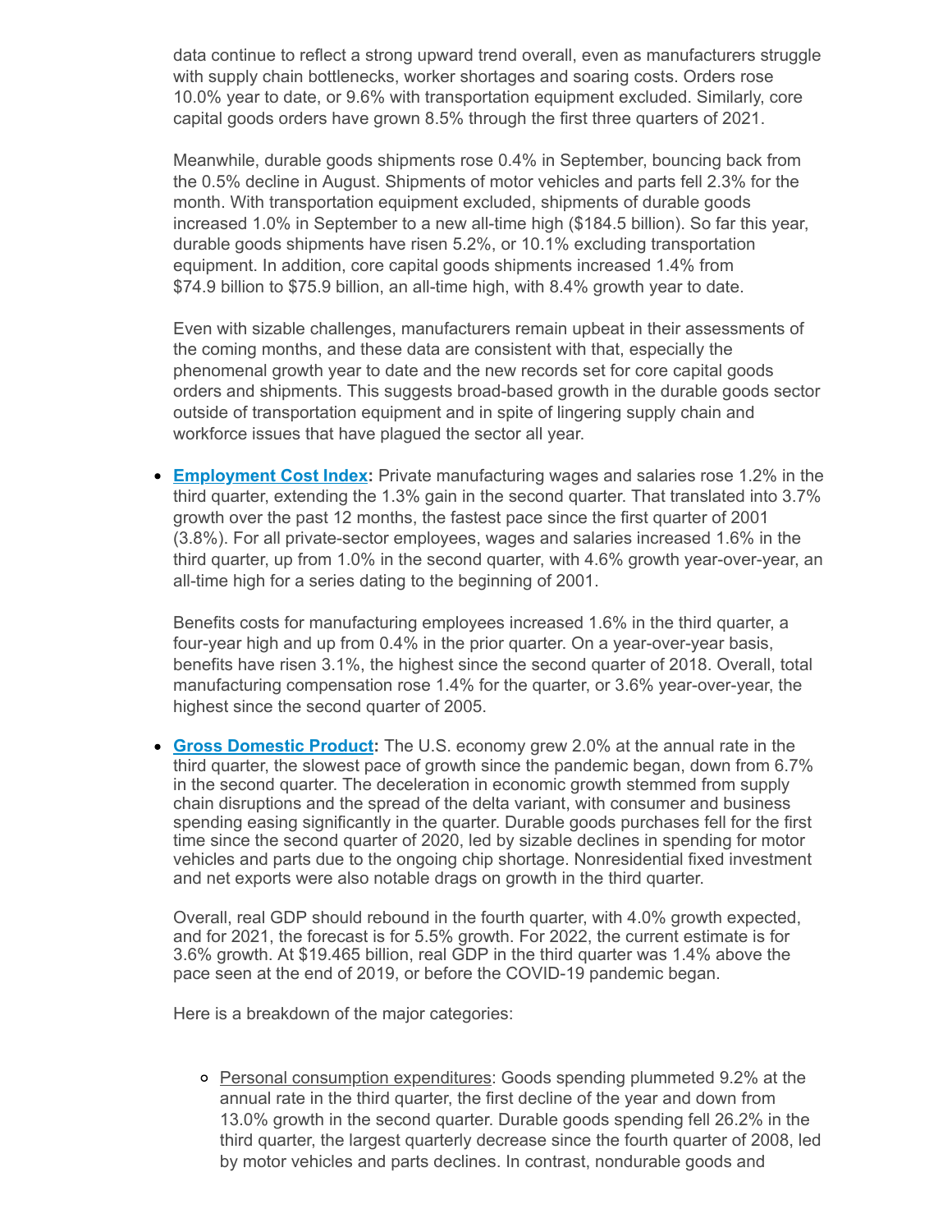data continue to reflect a strong upward trend overall, even as manufacturers struggle with supply chain bottlenecks, worker shortages and soaring costs. Orders rose 10.0% year to date, or 9.6% with transportation equipment excluded. Similarly, core capital goods orders have grown 8.5% through the first three quarters of 2021.

Meanwhile, durable goods shipments rose 0.4% in September, bouncing back from the 0.5% decline in August. Shipments of motor vehicles and parts fell 2.3% for the month. With transportation equipment excluded, shipments of durable goods increased 1.0% in September to a new all-time high ($184.5 billion). So far this year, durable goods shipments have risen 5.2%, or 10.1% excluding transportation equipment. In addition, core capital goods shipments increased 1.4% from $74.9 billion to $75.9 billion, an all-time high, with 8.4% growth year to date.

Even with sizable challenges, manufacturers remain upbeat in their assessments of the coming months, and these data are consistent with that, especially the phenomenal growth year to date and the new records set for core capital goods orders and shipments. This suggests broad-based growth in the durable goods sector outside of transportation equipment and in spite of lingering supply chain and workforce issues that have plagued the sector all year.

- **Employment Cost Index:** Private manufacturing wages and salaries rose 1.2% in the third quarter, extending the 1.3% gain in the second quarter. That translated into 3.7% growth over the past 12 months, the fastest pace since the first quarter of 2001 (3.8%). For all private-sector employees, wages and salaries increased 1.6% in the third quarter, up from 1.0% in the second quarter, with 4.6% growth year-over-year, an all-time high for a series dating to the beginning of 2001.

  Benefits costs for manufacturing employees increased 1.6% in the third quarter, a four-year high and up from 0.4% in the prior quarter. On a year-over-year basis, benefits have risen 3.1%, the highest since the second quarter of 2018. Overall, total manufacturing compensation rose 1.4% for the quarter, or 3.6% year-over-year, the highest since the second quarter of 2005.

- **Gross Domestic Product:** The U.S. economy grew 2.0% at the annual rate in the third quarter, the slowest pace of growth since the pandemic began, down from 6.7% in the second quarter. The deceleration in economic growth stemmed from supply chain disruptions and the spread of the delta variant, with consumer and business spending easing significantly in the quarter. Durable goods purchases fell for the first time since the second quarter of 2020, led by sizable declines in spending for motor vehicles and parts due to the ongoing chip shortage. Nonresidential fixed investment and net exports were also notable drags on growth in the third quarter.

  Overall, real GDP should rebound in the fourth quarter, with 4.0% growth expected, and for 2021, the forecast is for 5.5% growth. For 2022, the current estimate is for 3.6% growth. At $19.465 billion, real GDP in the third quarter was 1.4% above the pace seen at the end of 2019, or before the COVID-19 pandemic began.

  Here is a breakdown of the major categories:

  - Personal consumption expenditures: Goods spending plummeted 9.2% at the annual rate in the third quarter, the first decline of the year and down from 13.0% growth in the second quarter. Durable goods spending fell 26.2% in the third quarter, the largest quarterly decrease since the fourth quarter of 2008, led by motor vehicles and parts declines. In contrast, nondurable goods and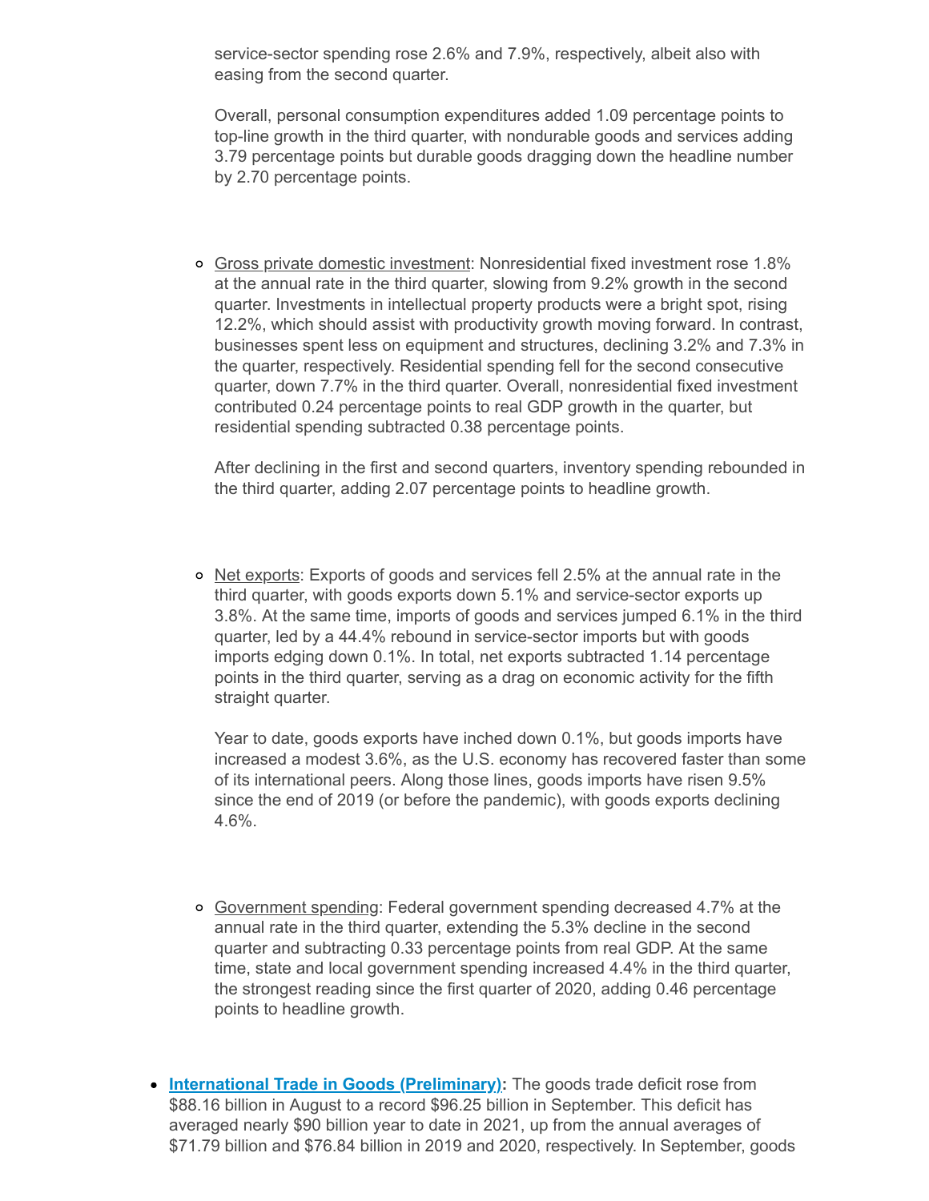service-sector spending rose 2.6% and 7.9%, respectively, albeit also with easing from the second quarter.

Overall, personal consumption expenditures added 1.09 percentage points to top-line growth in the third quarter, with nondurable goods and services adding 3.79 percentage points but durable goods dragging down the headline number by 2.70 percentage points.

- Gross private domestic investment: Nonresidential fixed investment rose 1.8% at the annual rate in the third quarter, slowing from 9.2% growth in the second quarter. Investments in intellectual property products were a bright spot, rising 12.2%, which should assist with productivity growth moving forward. In contrast, businesses spent less on equipment and structures, declining 3.2% and 7.3% in the quarter, respectively. Residential spending fell for the second consecutive quarter, down 7.7% in the third quarter. Overall, nonresidential fixed investment contributed 0.24 percentage points to real GDP growth in the quarter, but residential spending subtracted 0.38 percentage points.

  After declining in the first and second quarters, inventory spending rebounded in the third quarter, adding 2.07 percentage points to headline growth.

- Net exports: Exports of goods and services fell 2.5% at the annual rate in the third quarter, with goods exports down 5.1% and service-sector exports up 3.8%. At the same time, imports of goods and services jumped 6.1% in the third quarter, led by a 44.4% rebound in service-sector imports but with goods imports edging down 0.1%. In total, net exports subtracted 1.14 percentage points in the third quarter, serving as a drag on economic activity for the fifth straight quarter.

  Year to date, goods exports have inched down 0.1%, but goods imports have increased a modest 3.6%, as the U.S. economy has recovered faster than some of its international peers. Along those lines, goods imports have risen 9.5% since the end of 2019 (or before the pandemic), with goods exports declining 4.6%.

- Government spending: Federal government spending decreased 4.7% at the annual rate in the third quarter, extending the 5.3% decline in the second quarter and subtracting 0.33 percentage points from real GDP. At the same time, state and local government spending increased 4.4% in the third quarter, the strongest reading since the first quarter of 2020, adding 0.46 percentage points to headline growth.

- **International Trade in Goods (Preliminary):** The goods trade deficit rose from $88.16 billion in August to a record $96.25 billion in September. This deficit has averaged nearly $90 billion year to date in 2021, up from the annual averages of $71.79 billion and $76.84 billion in 2019 and 2020, respectively. In September, goods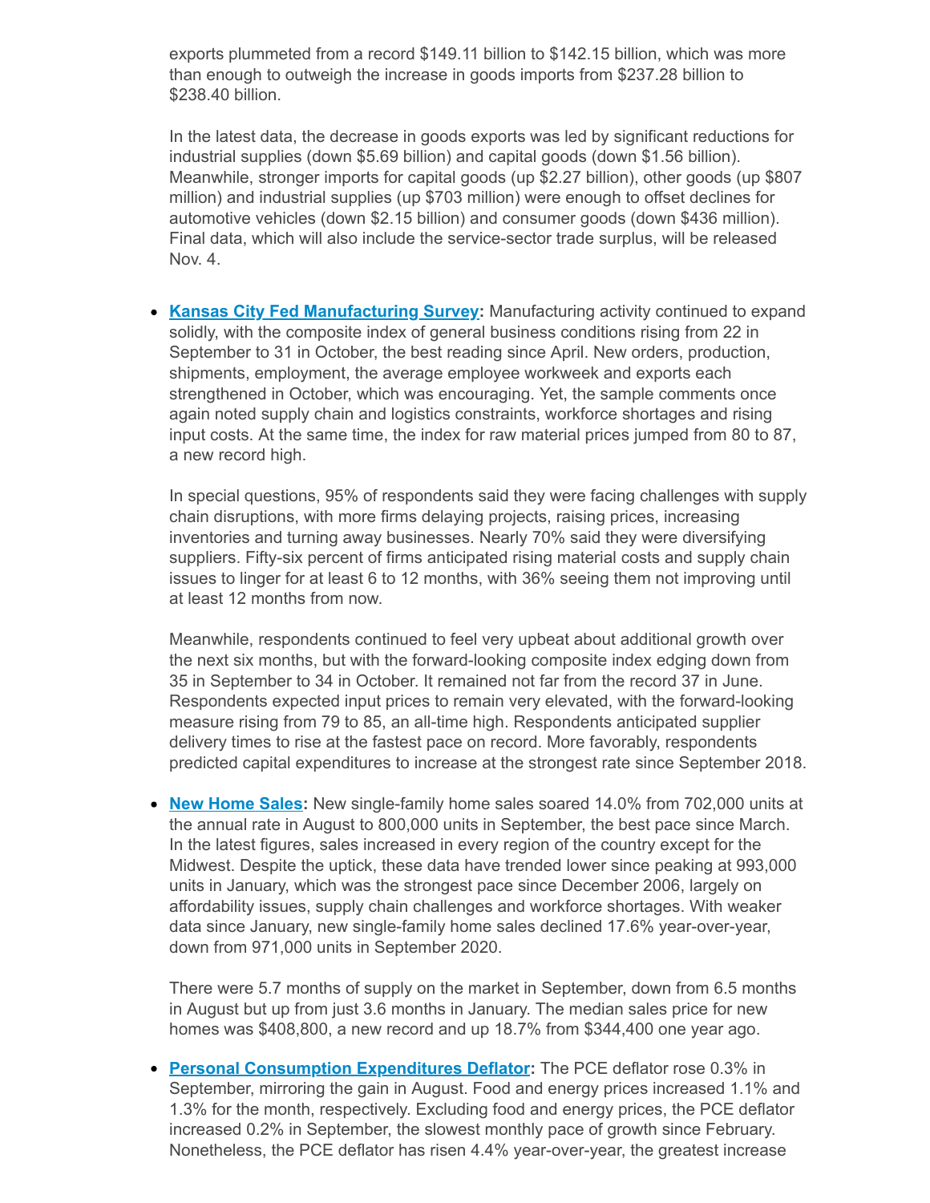exports plummeted from a record $149.11 billion to $142.15 billion, which was more than enough to outweigh the increase in goods imports from $237.28 billion to $238.40 billion.

In the latest data, the decrease in goods exports was led by significant reductions for industrial supplies (down $5.69 billion) and capital goods (down $1.56 billion). Meanwhile, stronger imports for capital goods (up $2.27 billion), other goods (up $807 million) and industrial supplies (up $703 million) were enough to offset declines for automotive vehicles (down $2.15 billion) and consumer goods (down $436 million). Final data, which will also include the service-sector trade surplus, will be released Nov. 4.

- **Kansas City Fed Manufacturing Survey:** Manufacturing activity continued to expand solidly, with the composite index of general business conditions rising from 22 in September to 31 in October, the best reading since April. New orders, production, shipments, employment, the average employee workweek and exports each strengthened in October, which was encouraging. Yet, the sample comments once again noted supply chain and logistics constraints, workforce shortages and rising input costs. At the same time, the index for raw material prices jumped from 80 to 87, a new record high.

  In special questions, 95% of respondents said they were facing challenges with supply chain disruptions, with more firms delaying projects, raising prices, increasing inventories and turning away businesses. Nearly 70% said they were diversifying suppliers. Fifty-six percent of firms anticipated rising material costs and supply chain issues to linger for at least 6 to 12 months, with 36% seeing them not improving until at least 12 months from now.

  Meanwhile, respondents continued to feel very upbeat about additional growth over the next six months, but with the forward-looking composite index edging down from 35 in September to 34 in October. It remained not far from the record 37 in June. Respondents expected input prices to remain very elevated, with the forward-looking measure rising from 79 to 85, an all-time high. Respondents anticipated supplier delivery times to rise at the fastest pace on record. More favorably, respondents predicted capital expenditures to increase at the strongest rate since September 2018.

- **New Home Sales:** New single-family home sales soared 14.0% from 702,000 units at the annual rate in August to 800,000 units in September, the best pace since March. In the latest figures, sales increased in every region of the country except for the Midwest. Despite the uptick, these data have trended lower since peaking at 993,000 units in January, which was the strongest pace since December 2006, largely on affordability issues, supply chain challenges and workforce shortages. With weaker data since January, new single-family home sales declined 17.6% year-over-year, down from 971,000 units in September 2020.

  There were 5.7 months of supply on the market in September, down from 6.5 months in August but up from just 3.6 months in January. The median sales price for new homes was $408,800, a new record and up 18.7% from $344,400 one year ago.

- **Personal Consumption Expenditures Deflator:** The PCE deflator rose 0.3% in September, mirroring the gain in August. Food and energy prices increased 1.1% and 1.3% for the month, respectively. Excluding food and energy prices, the PCE deflator increased 0.2% in September, the slowest monthly pace of growth since February. Nonetheless, the PCE deflator has risen 4.4% year-over-year, the greatest increase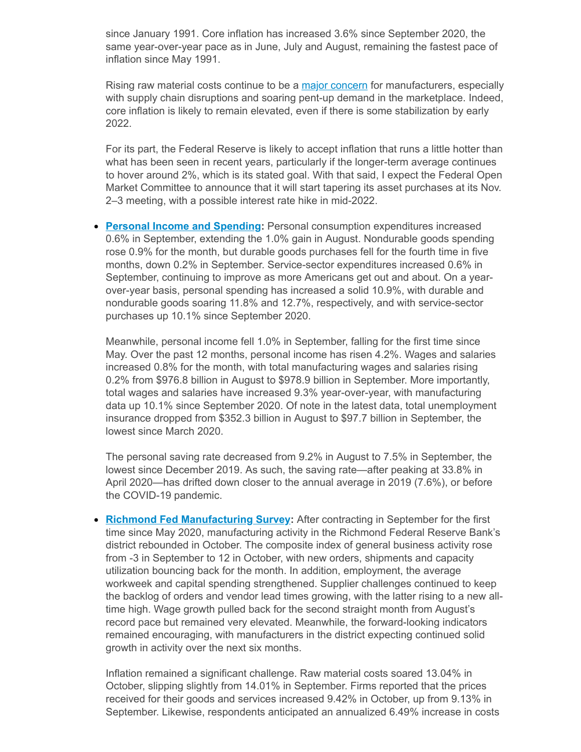since January 1991. Core inflation has increased 3.6% since September 2020, the same year-over-year pace as in June, July and August, remaining the fastest pace of inflation since May 1991.

Rising raw material costs continue to be a major concern for manufacturers, especially with supply chain disruptions and soaring pent-up demand in the marketplace. Indeed, core inflation is likely to remain elevated, even if there is some stabilization by early 2022.

For its part, the Federal Reserve is likely to accept inflation that runs a little hotter than what has been seen in recent years, particularly if the longer-term average continues to hover around 2%, which is its stated goal. With that said, I expect the Federal Open Market Committee to announce that it will start tapering its asset purchases at its Nov. 2–3 meeting, with a possible interest rate hike in mid-2022.

- **Personal Income and Spending:** Personal consumption expenditures increased 0.6% in September, extending the 1.0% gain in August. Nondurable goods spending rose 0.9% for the month, but durable goods purchases fell for the fourth time in five months, down 0.2% in September. Service-sector expenditures increased 0.6% in September, continuing to improve as more Americans get out and about. On a year-over-year basis, personal spending has increased a solid 10.9%, with durable and nondurable goods soaring 11.8% and 12.7%, respectively, and with service-sector purchases up 10.1% since September 2020.

  Meanwhile, personal income fell 1.0% in September, falling for the first time since May. Over the past 12 months, personal income has risen 4.2%. Wages and salaries increased 0.8% for the month, with total manufacturing wages and salaries rising 0.2% from $976.8 billion in August to $978.9 billion in September. More importantly, total wages and salaries have increased 9.3% year-over-year, with manufacturing data up 10.1% since September 2020. Of note in the latest data, total unemployment insurance dropped from $352.3 billion in August to $97.7 billion in September, the lowest since March 2020.

  The personal saving rate decreased from 9.2% in August to 7.5% in September, the lowest since December 2019. As such, the saving rate—after peaking at 33.8% in April 2020—has drifted down closer to the annual average in 2019 (7.6%), or before the COVID-19 pandemic.

- **Richmond Fed Manufacturing Survey:** After contracting in September for the first time since May 2020, manufacturing activity in the Richmond Federal Reserve Bank's district rebounded in October. The composite index of general business activity rose from -3 in September to 12 in October, with new orders, shipments and capacity utilization bouncing back for the month. In addition, employment, the average workweek and capital spending strengthened. Supplier challenges continued to keep the backlog of orders and vendor lead times growing, with the latter rising to a new all-time high. Wage growth pulled back for the second straight month from August's record pace but remained very elevated. Meanwhile, the forward-looking indicators remained encouraging, with manufacturers in the district expecting continued solid growth in activity over the next six months.

  Inflation remained a significant challenge. Raw material costs soared 13.04% in October, slipping slightly from 14.01% in September. Firms reported that the prices received for their goods and services increased 9.42% in October, up from 9.13% in September. Likewise, respondents anticipated an annualized 6.49% increase in costs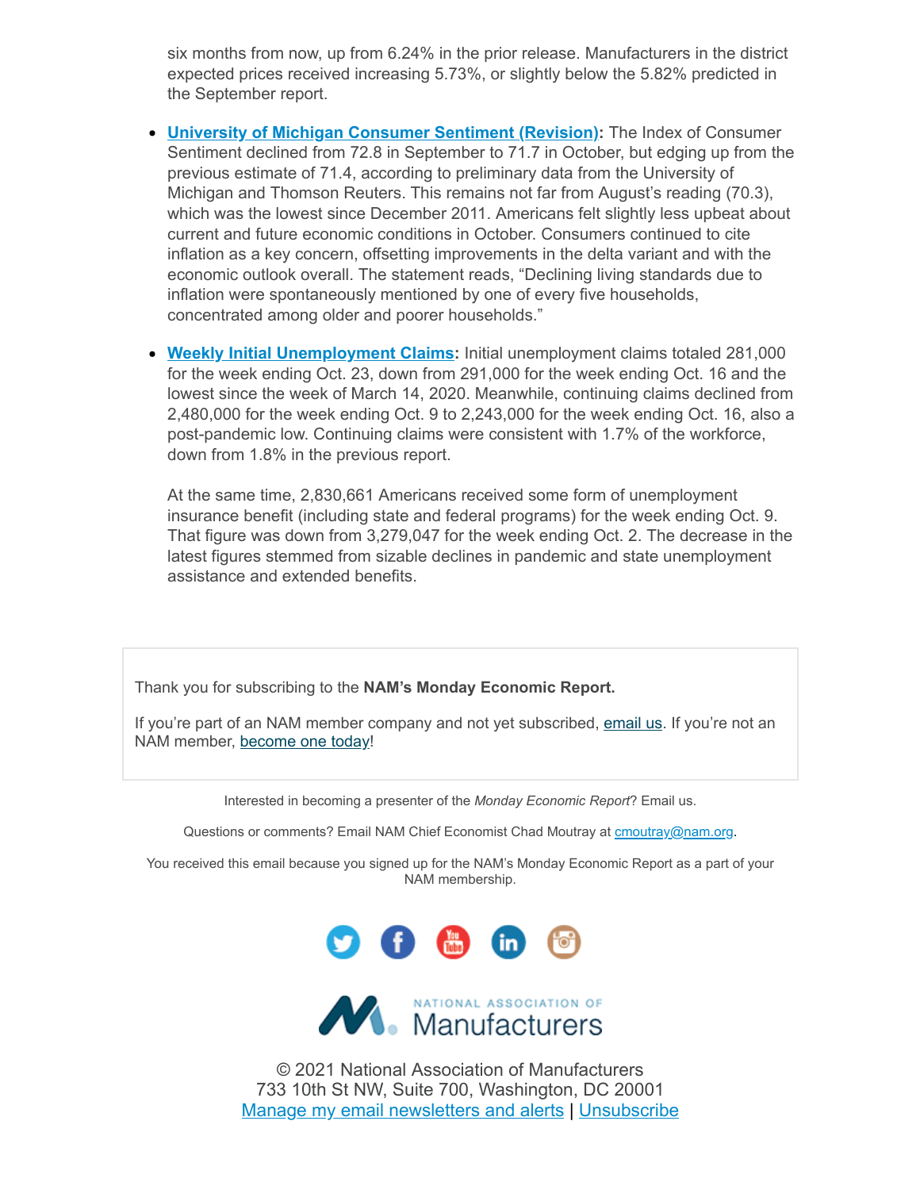six months from now, up from 6.24% in the prior release. Manufacturers in the district expected prices received increasing 5.73%, or slightly below the 5.82% predicted in the September report.

- **University of Michigan Consumer Sentiment (Revision):** The Index of Consumer Sentiment declined from 72.8 in September to 71.7 in October, but edging up from the previous estimate of 71.4, according to preliminary data from the University of Michigan and Thomson Reuters. This remains not far from August's reading (70.3), which was the lowest since December 2011. Americans felt slightly less upbeat about current and future economic conditions in October. Consumers continued to cite inflation as a key concern, offsetting improvements in the delta variant and with the economic outlook overall. The statement reads, "Declining living standards due to inflation were spontaneously mentioned by one of every five households, concentrated among older and poorer households."

- **Weekly Initial Unemployment Claims:** Initial unemployment claims totaled 281,000 for the week ending Oct. 23, down from 291,000 for the week ending Oct. 16 and the lowest since the week of March 14, 2020. Meanwhile, continuing claims declined from 2,480,000 for the week ending Oct. 9 to 2,243,000 for the week ending Oct. 16, also a post-pandemic low. Continuing claims were consistent with 1.7% of the workforce, down from 1.8% in the previous report.

  At the same time, 2,830,661 Americans received some form of unemployment insurance benefit (including state and federal programs) for the week ending Oct. 9. That figure was down from 3,279,047 for the week ending Oct. 2. The decrease in the latest figures stemmed from sizable declines in pandemic and state unemployment assistance and extended benefits.

Thank you for subscribing to the **NAM's Monday Economic Report.**

If you're part of an NAM member company and not yet subscribed, email us. If you're not an NAM member, become one today!

Interested in becoming a presenter of the *Monday Economic Report*? Email us.

Questions or comments? Email NAM Chief Economist Chad Moutray at cmoutray@nam.org.

You received this email because you signed up for the NAM's Monday Economic Report as a part of your NAM membership.

NATIONAL ASSOCIATION OF Manufacturers

© 2021 National Association of Manufacturers
733 10th St NW, Suite 700, Washington, DC 20001
Manage my email newsletters and alerts | Unsubscribe